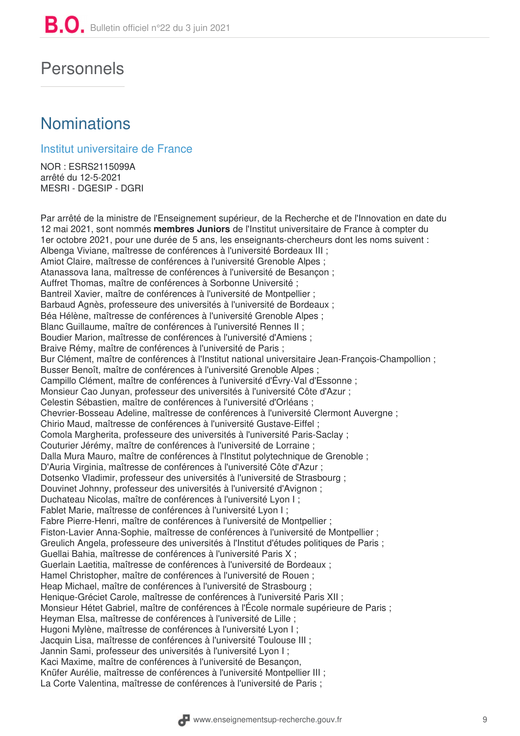# Personnels

## Nominations

### Institut universitaire de France

NOR : ESRS2115099A
arrêté du 12-5-2021
MESRI - DGESIP - DGRI

Par arrêté de la ministre de l'Enseignement supérieur, de la Recherche et de l'Innovation en date du 12 mai 2021, sont nommés **membres Juniors** de l'Institut universitaire de France à compter du 1er octobre 2021, pour une durée de 5 ans, les enseignants-chercheurs dont les noms suivent :
Albenga Viviane, maîtresse de conférences à l'université Bordeaux III ;
Amiot Claire, maîtresse de conférences à l'université Grenoble Alpes ;
Atanassova Iana, maîtresse de conférences à l'université de Besançon ;
Auffret Thomas, maître de conférences à Sorbonne Université ;
Bantreil Xavier, maître de conférences à l'université de Montpellier ;
Barbaud Agnès, professeure des universités à l'université de Bordeaux ;
Béa Hélène, maîtresse de conférences à l'université Grenoble Alpes ;
Blanc Guillaume, maître de conférences à l'université Rennes II ;
Boudier Marion, maîtresse de conférences à l'université d'Amiens ;
Braive Rémy, maître de conférences à l'université de Paris ;
Bur Clément, maître de conférences à l'Institut national universitaire Jean-François-Champollion ;
Busser Benoît, maître de conférences à l'université Grenoble Alpes ;
Campillo Clément, maître de conférences à l'université d'Évry-Val d'Essonne ;
Monsieur Cao Junyan, professeur des universités à l'université Côte d'Azur ;
Celestin Sébastien, maître de conférences à l'université d'Orléans ;
Chevrier-Bosseau Adeline, maîtresse de conférences à l'université Clermont Auvergne ;
Chirio Maud, maîtresse de conférences à l'université Gustave-Eiffel ;
Comola Margherita, professeure des universités à l'université Paris-Saclay ;
Couturier Jérémy, maître de conférences à l'université de Lorraine ;
Dalla Mura Mauro, maître de conférences à l'Institut polytechnique de Grenoble ;
D'Auria Virginia, maîtresse de conférences à l'université Côte d'Azur ;
Dotsenko Vladimir, professeur des universités à l'université de Strasbourg ;
Douvinet Johnny, professeur des universités à l'université d'Avignon ;
Duchateau Nicolas, maître de conférences à l'université Lyon I ;
Fablet Marie, maîtresse de conférences à l'université Lyon I ;
Fabre Pierre-Henri, maître de conférences à l'université de Montpellier ;
Fiston-Lavier Anna-Sophie, maîtresse de conférences à l'université de Montpellier ;
Greulich Angela, professeure des universités à l'Institut d'études politiques de Paris ;
Guellai Bahia, maîtresse de conférences à l'université Paris X ;
Guerlain Laetitia, maîtresse de conférences à l'université de Bordeaux ;
Hamel Christopher, maître de conférences à l'université de Rouen ;
Heap Michael, maître de conférences à l'université de Strasbourg ;
Henique-Gréciet Carole, maîtresse de conférences à l'université Paris XII ;
Monsieur Hétet Gabriel, maître de conférences à l'École normale supérieure de Paris ;
Heyman Elsa, maîtresse de conférences à l'université de Lille ;
Hugoni Mylène, maîtresse de conférences à l'université Lyon I ;
Jacquin Lisa, maîtresse de conférences à l'université Toulouse III ;
Jannin Sami, professeur des universités à l'université Lyon I ;
Kaci Maxime, maître de conférences à l'université de Besançon,
Knüfer Aurélie, maîtresse de conférences à l'université Montpellier III ;
La Corte Valentina, maîtresse de conférences à l'université de Paris ;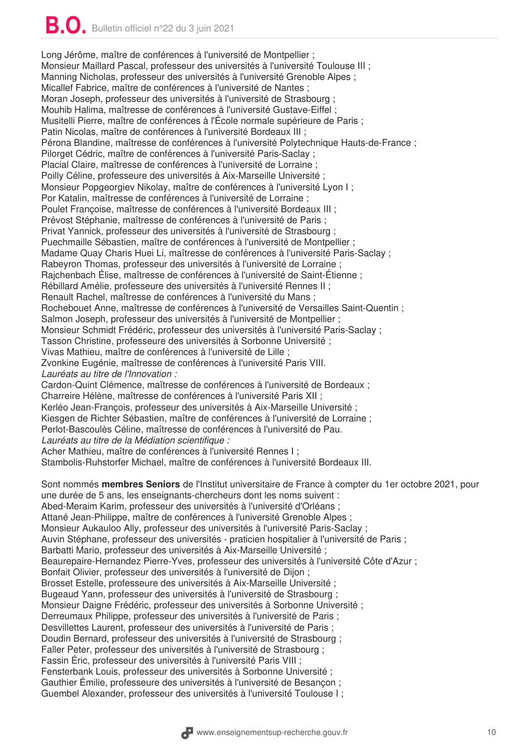Long Jérôme, maître de conférences à l'université de Montpellier ;
Monsieur Maillard Pascal, professeur des universités à l'université Toulouse III ;
Manning Nicholas, professeur des universités à l'université Grenoble Alpes ;
Micallef Fabrice, maître de conférences à l'université de Nantes ;
Moran Joseph, professeur des universités à l'université de Strasbourg ;
Mouhib Halima, maîtresse de conférences à l'université Gustave-Eiffel ;
Musitelli Pierre, maître de conférences à l'École normale supérieure de Paris ;
Patin Nicolas, maître de conférences à l'université Bordeaux III ;
Pérona Blandine, maîtresse de conférences à l'université Polytechnique Hauts-de-France ;
Pilorget Cédric, maître de conférences à l'université Paris-Saclay ;
Placial Claire, maîtresse de conférences à l'université de Lorraine ;
Poilly Céline, professeure des universités à Aix-Marseille Université ;
Monsieur Popgeorgiev Nikolay, maître de conférences à l'université Lyon I ;
Por Katalin, maîtresse de conférences à l'université de Lorraine ;
Poulet Françoise, maîtresse de conférences à l'université Bordeaux III ;
Prévost Stéphanie, maîtresse de conférences à l'université de Paris ;
Privat Yannick, professeur des universités à l'université de Strasbourg ;
Puechmaille Sébastien, maître de conférences à l'université de Montpellier ;
Madame Quay Charis Huei Li, maîtresse de conférences à l'université Paris-Saclay ;
Rabeyron Thomas, professeur des universités à l'université de Lorraine ;
Rajchenbach Élise, maîtresse de conférences à l'université de Saint-Étienne ;
Rébillard Amélie, professeure des universités à l'université Rennes II ;
Renault Rachel, maîtresse de conférences à l'université du Mans ;
Rochebouet Anne, maîtresse de conférences à l'université de Versailles Saint-Quentin ;
Salmon Joseph, professeur des universités à l'université de Montpellier ;
Monsieur Schmidt Frédéric, professeur des universités à l'université Paris-Saclay ;
Tasson Christine, professeure des universités à Sorbonne Université ;
Vivas Mathieu, maître de conférences à l'université de Lille ;
Zvonkine Eugénie, maîtresse de conférences à l'université Paris VIII.

*Lauréats au titre de l'Innovation :*

Cardon-Quint Clémence, maîtresse de conférences à l'université de Bordeaux ;
Charreire Hélène, maîtresse de conférences à l'université Paris XII ;
Kerléo Jean-François, professeur des universités à Aix-Marseille Université ;
Kiesgen de Richter Sébastien, maître de conférences à l'université de Lorraine ;
Perlot-Bascoulès Céline, maîtresse de conférences à l'université de Pau.

*Lauréats au titre de la Médiation scientifique :*

Acher Mathieu, maître de conférences à l'université Rennes I ;
Stambolis-Ruhstorfer Michael, maître de conférences à l'université Bordeaux III.

Sont nommés **membres Seniors** de l'Institut universitaire de France à compter du 1er octobre 2021, pour une durée de 5 ans, les enseignants-chercheurs dont les noms suivent :

Abed-Meraim Karim, professeur des universités à l'université d'Orléans ;
Attané Jean-Philippe, maître de conférences à l'université Grenoble Alpes ;
Monsieur Aukauloo Ally, professeur des universités à l'université Paris-Saclay ;
Auvin Stéphane, professeur des universités - praticien hospitalier à l'université de Paris ;
Barbatti Mario, professeur des universités à Aix-Marseille Université ;
Beaurepaire-Hernandez Pierre-Yves, professeur des universités à l'université Côte d'Azur ;
Bonfait Olivier, professeur des universités à l'université de Dijon ;
Brosset Estelle, professeure des universités à Aix-Marseille Université ;
Bugeaud Yann, professeur des universités à l'université de Strasbourg ;
Monsieur Daigne Frédéric, professeur des universités à Sorbonne Université ;
Derreumaux Philippe, professeur des universités à l'université de Paris ;
Desvillettes Laurent, professeur des universités à l'université de Paris ;
Doudin Bernard, professeur des universités à l'université de Strasbourg ;
Faller Peter, professeur des universités à l'université de Strasbourg ;
Fassin Éric, professeur des universités à l'université Paris VIII ;
Fensterbank Louis, professeur des universités à Sorbonne Université ;
Gauthier Émilie, professeure des universités à l'université de Besançon ;
Guembel Alexander, professeur des universités à l'université Toulouse I ;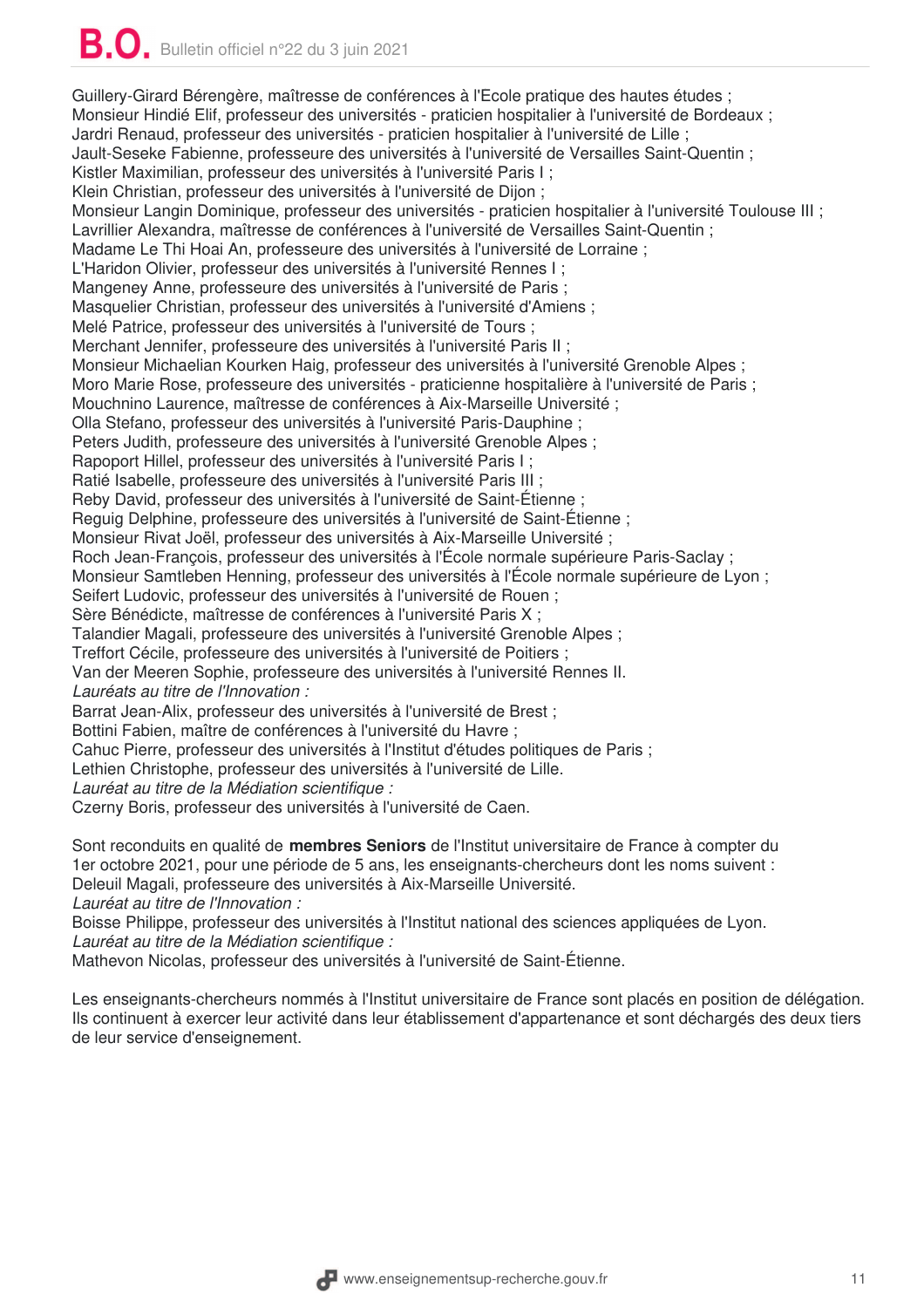Guillery-Girard Bérengère, maîtresse de conférences à l'Ecole pratique des hautes études ;
Monsieur Hindié Elif, professeur des universités - praticien hospitalier à l'université de Bordeaux ;
Jardri Renaud, professeur des universités - praticien hospitalier à l'université de Lille ;
Jault-Seseke Fabienne, professeure des universités à l'université de Versailles Saint-Quentin ;
Kistler Maximilian, professeur des universités à l'université Paris I ;
Klein Christian, professeur des universités à l'université de Dijon ;
Monsieur Langin Dominique, professeur des universités - praticien hospitalier à l'université Toulouse III ;
Lavrillier Alexandra, maîtresse de conférences à l'université de Versailles Saint-Quentin ;
Madame Le Thi Hoai An, professeure des universités à l'université de Lorraine ;
L'Haridon Olivier, professeur des universités à l'université Rennes I ;
Mangeney Anne, professeure des universités à l'université de Paris ;
Masquelier Christian, professeur des universités à l'université d'Amiens ;
Melé Patrice, professeur des universités à l'université de Tours ;
Merchant Jennifer, professeure des universités à l'université Paris II ;
Monsieur Michaelian Kourken Haig, professeur des universités à l'université Grenoble Alpes ;
Moro Marie Rose, professeure des universités - praticienne hospitalière à l'université de Paris ;
Mouchnino Laurence, maîtresse de conférences à Aix-Marseille Université ;
Olla Stefano, professeur des universités à l'université Paris-Dauphine ;
Peters Judith, professeure des universités à l'université Grenoble Alpes ;
Rapoport Hillel, professeur des universités à l'université Paris I ;
Ratié Isabelle, professeure des universités à l'université Paris III ;
Reby David, professeur des universités à l'université de Saint-Étienne ;
Reguig Delphine, professeure des universités à l'université de Saint-Étienne ;
Monsieur Rivat Joël, professeur des universités à Aix-Marseille Université ;
Roch Jean-François, professeur des universités à l'École normale supérieure Paris-Saclay ;
Monsieur Samtleben Henning, professeur des universités à l'École normale supérieure de Lyon ;
Seifert Ludovic, professeur des universités à l'université de Rouen ;
Sère Bénédicte, maîtresse de conférences à l'université Paris X ;
Talandier Magali, professeure des universités à l'université Grenoble Alpes ;
Treffort Cécile, professeure des universités à l'université de Poitiers ;
Van der Meeren Sophie, professeure des universités à l'université Rennes II.
*Lauréats au titre de l'Innovation :*
Barrat Jean-Alix, professeur des universités à l'université de Brest ;
Bottini Fabien, maître de conférences à l'université du Havre ;
Cahuc Pierre, professeur des universités à l'Institut d'études politiques de Paris ;
Lethien Christophe, professeur des universités à l'université de Lille.
*Lauréat au titre de la Médiation scientifique :*
Czerny Boris, professeur des universités à l'université de Caen.

Sont reconduits en qualité de **membres Seniors** de l'Institut universitaire de France à compter du 1er octobre 2021, pour une période de 5 ans, les enseignants-chercheurs dont les noms suivent :
Deleuil Magali, professeure des universités à Aix-Marseille Université.
*Lauréat au titre de l'Innovation :*
Boisse Philippe, professeur des universités à l'Institut national des sciences appliquées de Lyon.
*Lauréat au titre de la Médiation scientifique :*
Mathevon Nicolas, professeur des universités à l'université de Saint-Étienne.

Les enseignants-chercheurs nommés à l'Institut universitaire de France sont placés en position de délégation. Ils continuent à exercer leur activité dans leur établissement d'appartenance et sont déchargés des deux tiers de leur service d'enseignement.